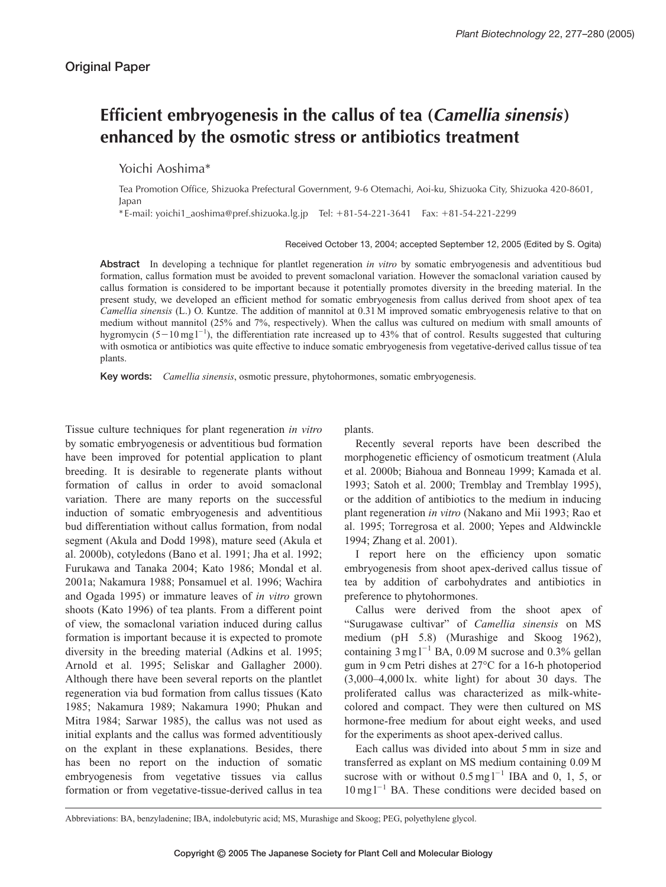Original Paper

# Efficient embryogenesis in the callus of tea (*Camellia sinensis*) enhanced by the osmotic stress or antibiotics treatment

Yoichi Aoshima*

Tea Promotion Office, Shizuoka Prefectural Government, 9-6 Otemachi, Aoi-ku, Shizuoka City, Shizuoka 420-8601, Japan

*E-mail: yoichi1_aoshima@pref.shizuoka.lg.jp Tel: +81-54-221-3641 Fax: +81-54-221-2299

Received October 13, 2004; accepted September 12, 2005 (Edited by S. Ogita)

**Abstract** In developing a technique for plantlet regeneration *in vitro* by somatic embryogenesis and adventitious bud formation, callus formation must be avoided to prevent somaclonal variation. However the somaclonal variation caused by callus formation is considered to be important because it potentially promotes diversity in the breeding material. In the present study, we developed an efficient method for somatic embryogenesis from callus derived from shoot apex of tea *Camellia sinensis* (L.) O. Kuntze. The addition of mannitol at 0.31 M improved somatic embryogenesis relative to that on medium without mannitol (25% and 7%, respectively). When the callus was cultured on medium with small amounts of hygromycin ($5-10\,\mathrm{mg\,l^{-1}}$), the differentiation rate increased up to 43% that of control. Results suggested that culturing with osmotica or antibiotics was quite effective to induce somatic embryogenesis from vegetative-derived callus tissue of tea plants.

**Key words:** *Camellia sinensis*, osmotic pressure, phytohormones, somatic embryogenesis.

Tissue culture techniques for plant regeneration *in vitro* by somatic embryogenesis or adventitious bud formation have been improved for potential application to plant breeding. It is desirable to regenerate plants without formation of callus in order to avoid somaclonal variation. There are many reports on the successful induction of somatic embryogenesis and adventitious bud differentiation without callus formation, from nodal segment (Akula and Dodd 1998), mature seed (Akula et al. 2000b), cotyledons (Bano et al. 1991; Jha et al. 1992; Furukawa and Tanaka 2004; Kato 1986; Mondal et al. 2001a; Nakamura 1988; Ponsamuel et al. 1996; Wachira and Ogada 1995) or immature leaves of *in vitro* grown shoots (Kato 1996) of tea plants. From a different point of view, the somaclonal variation induced during callus formation is important because it is expected to promote diversity in the breeding material (Adkins et al. 1995; Arnold et al. 1995; Seliskar and Gallagher 2000). Although there have been several reports on the plantlet regeneration via bud formation from callus tissues (Kato 1985; Nakamura 1989; Nakamura 1990; Phukan and Mitra 1984; Sarwar 1985), the callus was not used as initial explants and the callus was formed adventitiously on the explant in these explanations. Besides, there has been no report on the induction of somatic embryogenesis from vegetative tissues via callus formation or from vegetative-tissue-derived callus in tea plants.

Recently several reports have been described the morphogenetic efficiency of osmoticum treatment (Alula et al. 2000b; Biahoua and Bonneau 1999; Kamada et al. 1993; Satoh et al. 2000; Tremblay and Tremblay 1995), or the addition of antibiotics to the medium in inducing plant regeneration *in vitro* (Nakano and Mii 1993; Rao et al. 1995; Torregrosa et al. 2000; Yepes and Aldwinckle 1994; Zhang et al. 2001).

I report here on the efficiency upon somatic embryogenesis from shoot apex-derived callus tissue of tea by addition of carbohydrates and antibiotics in preference to phytohormones.

Callus were derived from the shoot apex of "Surugawase cultivar" of *Camellia sinensis* on MS medium (pH 5.8) (Murashige and Skoog 1962), containing $3\,\mathrm{mg\,l^{-1}}$ BA, 0.09 M sucrose and 0.3% gellan gum in 9 cm Petri dishes at 27°C for a 16-h photoperiod (3,000–4,000 lx. white light) for about 30 days. The proliferated callus was characterized as milk-white-colored and compact. They were then cultured on MS hormone-free medium for about eight weeks, and used for the experiments as shoot apex-derived callus.

Each callus was divided into about 5 mm in size and transferred as explant on MS medium containing 0.09 M sucrose with or without $0.5\,\mathrm{mg\,l^{-1}}$ IBA and 0, 1, 5, or $10\,\mathrm{mg\,l^{-1}}$ BA. These conditions were decided based on

Abbreviations: BA, benzyladenine; IBA, indolebutyric acid; MS, Murashige and Skoog; PEG, polyethylene glycol.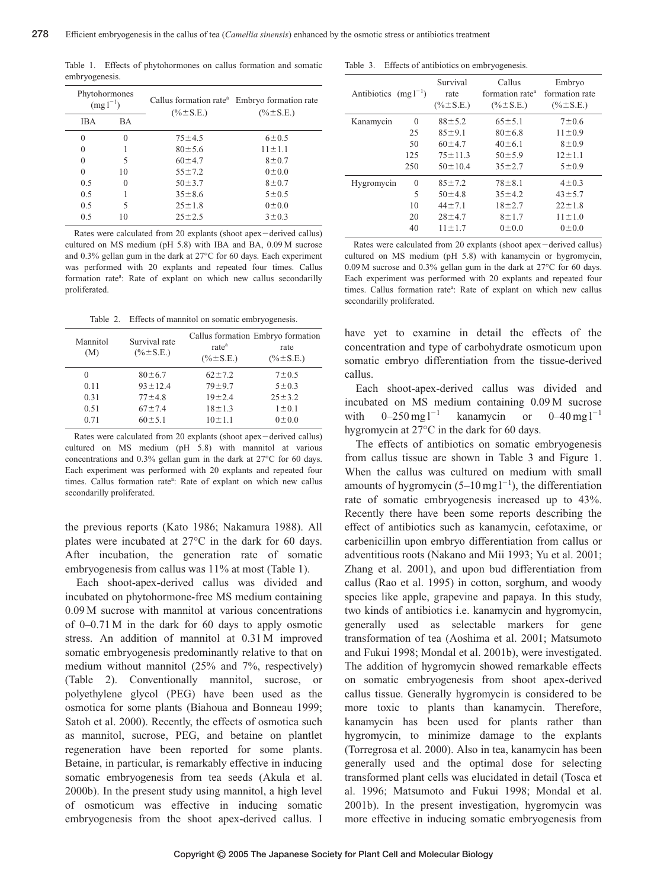Table 1. Effects of phytohormones on callus formation and somatic embryogenesis.

| Phytohormones ($mg\,l^{-1}$) | | Callus formation rate[a] (%±S.E.) | Embryo formation rate (%±S.E.) |
|---|---|---|---|
| IBA | BA | | |
| 0 | 0 | 75±4.5 | 6±0.5 |
| 0 | 1 | 80±5.6 | 11±1.1 |
| 0 | 5 | 60±4.7 | 8±0.7 |
| 0 | 10 | 55±7.2 | 0±0.0 |
| 0.5 | 0 | 50±3.7 | 8±0.7 |
| 0.5 | 1 | 35±8.6 | 5±0.5 |
| 0.5 | 5 | 25±1.8 | 0±0.0 |
| 0.5 | 10 | 25±2.5 | 3±0.3 |

Rates were calculated from 20 explants (shoot apex−derived callus) cultured on MS medium (pH 5.8) with IBA and BA, 0.09 M sucrose and 0.3% gellan gum in the dark at 27°C for 60 days. Each experiment was performed with 20 explants and repeated four times. Callus formation rate[a]: Rate of explant on which new callus secondarilly proliferated.

Table 2. Effects of mannitol on somatic embryogenesis.

| Mannitol (M) | Survival rate (%±S.E.) | Callus formation rate[a] (%±S.E.) | Embryo formation rate (%±S.E.) |
|---|---|---|---|
| 0 | 80±6.7 | 62±7.2 | 7±0.5 |
| 0.11 | 93±12.4 | 79±9.7 | 5±0.3 |
| 0.31 | 77±4.8 | 19±2.4 | 25±3.2 |
| 0.51 | 67±7.4 | 18±1.3 | 1±0.1 |
| 0.71 | 60±5.1 | 10±1.1 | 0±0.0 |

Rates were calculated from 20 explants (shoot apex−derived callus) cultured on MS medium (pH 5.8) with mannitol at various concentrations and 0.3% gellan gum in the dark at 27°C for 60 days. Each experiment was performed with 20 explants and repeated four times. Callus formation rate[a]: Rate of explant on which new callus secondarilly proliferated.

the previous reports (Kato 1986; Nakamura 1988). All plates were incubated at 27°C in the dark for 60 days. After incubation, the generation rate of somatic embryogenesis from callus was 11% at most (Table 1).

Each shoot-apex-derived callus was divided and incubated on phytohormone-free MS medium containing 0.09 M sucrose with mannitol at various concentrations of 0–0.71 M in the dark for 60 days to apply osmotic stress. An addition of mannitol at 0.31 M improved somatic embryogenesis predominantly relative to that on medium without mannitol (25% and 7%, respectively) (Table 2). Conventionally mannitol, sucrose, or polyethylene glycol (PEG) have been used as the osmotica for some plants (Biahoua and Bonneau 1999; Satoh et al. 2000). Recently, the effects of osmotica such as mannitol, sucrose, PEG, and betaine on plantlet regeneration have been reported for some plants. Betaine, in particular, is remarkably effective in inducing somatic embryogenesis from tea seeds (Akula et al. 2000b). In the present study using mannitol, a high level of osmoticum was effective in inducing somatic embryogenesis from the shoot apex-derived callus. I have yet to examine in detail the effects of the concentration and type of carbohydrate osmoticum upon somatic embryo differentiation from the tissue-derived callus.

Table 3. Effects of antibiotics on embryogenesis.

| Antibiotics | ($mg\,l^{-1}$) | Survival rate (%±S.E.) | Callus formation rate[a] (%±S.E.) | Embryo formation rate (%±S.E.) |
|---|---|---|---|---|
| Kanamycin | 0 | 88±5.2 | 65±5.1 | 7±0.6 |
| | 25 | 85±9.1 | 80±6.8 | 11±0.9 |
| | 50 | 60±4.7 | 40±6.1 | 8±0.9 |
| | 125 | 75±11.3 | 50±5.9 | 12±1.1 |
| | 250 | 50±10.4 | 35±2.7 | 5±0.9 |
| Hygromycin | 0 | 85±7.2 | 78±8.1 | 4±0.3 |
| | 5 | 50±4.8 | 35±4.2 | 43±5.7 |
| | 10 | 44±7.1 | 18±2.7 | 22±1.8 |
| | 20 | 28±4.7 | 8±1.7 | 11±1.0 |
| | 40 | 11±1.7 | 0±0.0 | 0±0.0 |

Rates were calculated from 20 explants (shoot apex−derived callus) cultured on MS medium (pH 5.8) with kanamycin or hygromycin, 0.09 M sucrose and 0.3% gellan gum in the dark at 27°C for 60 days. Each experiment was performed with 20 explants and repeated four times. Callus formation rate[a]: Rate of explant on which new callus secondarilly proliferated.

Each shoot-apex-derived callus was divided and incubated on MS medium containing 0.09 M sucrose with 0–250 $mg\,l^{-1}$ kanamycin or 0–40 $mg\,l^{-1}$ hygromycin at 27°C in the dark for 60 days.

The effects of antibiotics on somatic embryogenesis from callus tissue are shown in Table 3 and Figure 1. When the callus was cultured on medium with small amounts of hygromycin (5–10 $mg\,l^{-1}$), the differentiation rate of somatic embryogenesis increased up to 43%. Recently there have been some reports describing the effect of antibiotics such as kanamycin, cefotaxime, or carbenicillin upon embryo differentiation from callus or adventitious roots (Nakano and Mii 1993; Yu et al. 2001; Zhang et al. 2001), and upon bud differentiation from callus (Rao et al. 1995) in cotton, sorghum, and woody species like apple, grapevine and papaya. In this study, two kinds of antibiotics i.e. kanamycin and hygromycin, generally used as selectable markers for gene transformation of tea (Aoshima et al. 2001; Matsumoto and Fukui 1998; Mondal et al. 2001b), were investigated. The addition of hygromycin showed remarkable effects on somatic embryogenesis from shoot apex-derived callus tissue. Generally hygromycin is considered to be more toxic to plants than kanamycin. Therefore, kanamycin has been used for plants rather than hygromycin, to minimize damage to the explants (Torregrosa et al. 2000). Also in tea, kanamycin has been generally used and the optimal dose for selecting transformed plant cells was elucidated in detail (Tosca et al. 1996; Matsumoto and Fukui 1998; Mondal et al. 2001b). In the present investigation, hygromycin was more effective in inducing somatic embryogenesis from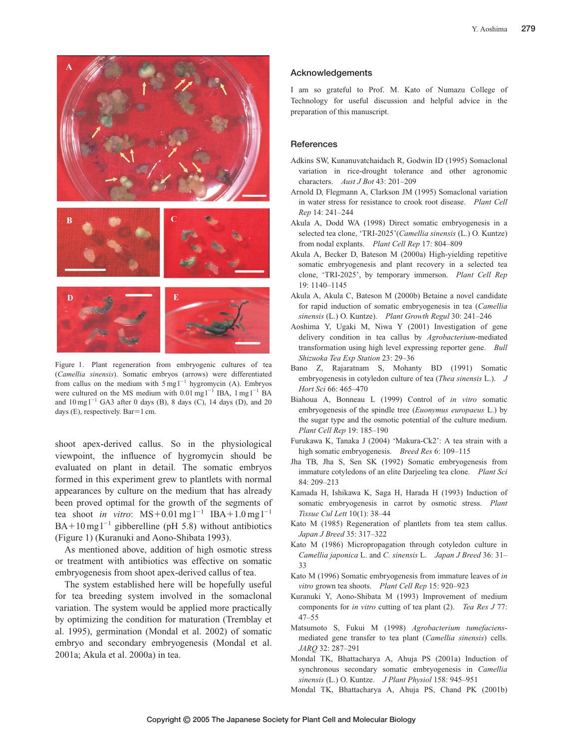Figure 1. Plant regeneration from embryogenic cultures of tea (*Camellia sinensis*). Somatic embryos (arrows) were differentiated from callus on the medium with $5\,\mathrm{mg\,l^{-1}}$ hygromycin (A). Embryos were cultured on the MS medium with $0.01\,\mathrm{mg\,l^{-1}}$ IBA, $1\,\mathrm{mg\,l^{-1}}$ BA and $10\,\mathrm{mg\,l^{-1}}$ GA3 after 0 days (B), 8 days (C), 14 days (D), and 20 days (E), respectively. Bar=1 cm.

shoot apex-derived callus. So in the physiological viewpoint, the influence of hygromycin should be evaluated on plant in detail. The somatic embryos formed in this experiment grew to plantlets with normal appearances by culture on the medium that has already been proved optimal for the growth of the segments of tea shoot *in vitro*: MS+$0.01\,\mathrm{mg\,l^{-1}}$ IBA+$1.0\,\mathrm{mg\,l^{-1}}$ BA+$10\,\mathrm{mg\,l^{-1}}$ gibberelline (pH 5.8) without antibiotics (Figure 1) (Kuranuki and Aono-Shibata 1993).

As mentioned above, addition of high osmotic stress or treatment with antibiotics was effective on somatic embryogenesis from shoot apex-derived callus of tea.

The system established here will be hopefully useful for tea breeding system involved in the somaclonal variation. The system would be applied more practically by optimizing the condition for maturation (Tremblay et al. 1995), germination (Mondal et al. 2002) of somatic embryo and secondary embryogenesis (Mondal et al. 2001a; Akula et al. 2000a) in tea.

## Acknowledgements

I am so grateful to Prof. M. Kato of Numazu College of Technology for useful discussion and helpful advice in the preparation of this manuscript.

## References

Adkins SW, Kunanuvatchaidach R, Godwin ID (1995) Somaclonal variation in rice-drought tolerance and other agronomic characters. *Aust J Bot* 43: 201–209

Arnold D, Flegmann A, Clarkson JM (1995) Somaclonal variation in water stress for resistance to crook root disease. *Plant Cell Rep* 14: 241–244

Akula A, Dodd WA (1998) Direct somatic embryogenesis in a selected tea clone, 'TRI-2025'(*Camellia sinensis* (L.) O. Kuntze) from nodal explants. *Plant Cell Rep* 17: 804–809

Akula A, Becker D, Bateson M (2000a) High-yielding repetitive somatic embryogenesis and plant recovery in a selected tea clone, 'TRI-2025', by temporary immersion. *Plant Cell Rep* 19: 1140–1145

Akula A, Akula C, Bateson M (2000b) Betaine a novel candidate for rapid induction of somatic embryogenesis in tea (*Camellia sinensis* (L.) O. Kuntze). *Plant Growth Regul* 30: 241–246

Aoshima Y, Ugaki M, Niwa Y (2001) Investigation of gene delivery condition in tea callus by *Agrobacterium*-mediated transformation using high level expressing reporter gene. *Bull Shizuoka Tea Exp Station* 23: 29–36

Bano Z, Rajaratnam S, Mohanty BD (1991) Somatic embryogenesis in cotyledon culture of tea (*Thea sinensis* L.). *J Hort Sci* 66: 465–470

Biahoua A, Bonneau L (1999) Control of *in vitro* somatic embryogenesis of the spindle tree (*Euonymus europaeus* L.) by the sugar type and the osmotic potential of the culture medium. *Plant Cell Rep* 19: 185–190

Furukawa K, Tanaka J (2004) 'Makura-Ck2': A tea strain with a high somatic embryogenesis. *Breed Res* 6: 109–115

Jha TB, Jha S, Sen SK (1992) Somatic embryogenesis from immature cotyledons of an elite Darjeeling tea clone. *Plant Sci* 84: 209–213

Kamada H, Ishikawa K, Saga H, Harada H (1993) Induction of somatic embryogenesis in carrot by osmotic stress. *Plant Tissue Cul Lett* 10(1): 38–44

Kato M (1985) Regeneration of plantlets from tea stem callus. *Japan J Breed* 35: 317–322

Kato M (1986) Micropropagation through cotyledon culture in *Camellia japonica* L. and *C. sinensis* L. *Japan J Breed* 36: 31–33

Kato M (1996) Somatic embryogenesis from immature leaves of *in vitro* grown tea shoots. *Plant Cell Rep* 15: 920–923

Kuranuki Y, Aono-Shibata M (1993) Improvement of medium components for *in vitro* cutting of tea plant (2). *Tea Res J* 77: 47–55

Matsumoto S, Fukui M (1998) *Agrobacterium tumefaciens*-mediated gene transfer to tea plant (*Camellia sinensis*) cells. *JARQ* 32: 287–291

Mondal TK, Bhattacharya A, Ahuja PS (2001a) Induction of synchronous secondary somatic embryogenesis in *Camellia sinensis* (L.) O. Kuntze. *J Plant Physiol* 158: 945–951

Mondal TK, Bhattacharya A, Ahuja PS, Chand PK (2001b)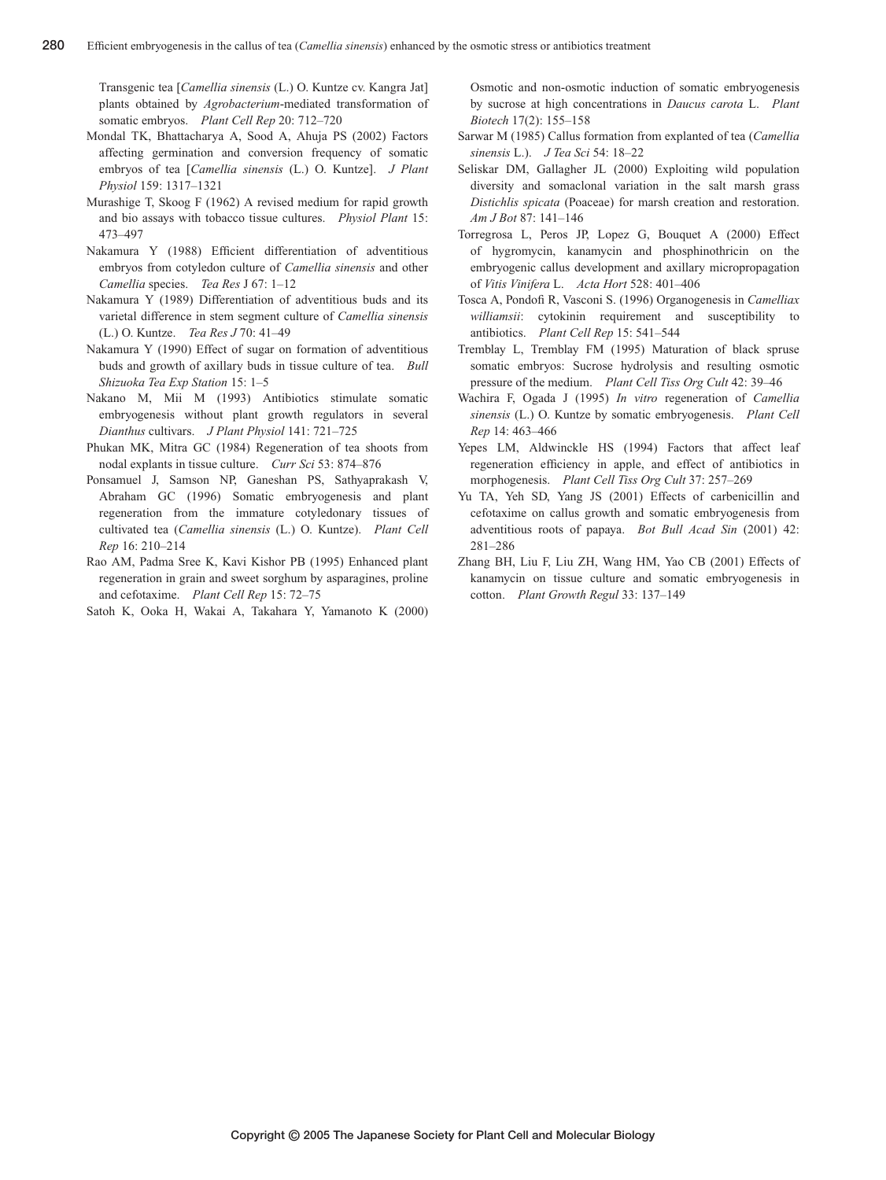Transgenic tea [*Camellia sinensis* (L.) O. Kuntze cv. Kangra Jat] plants obtained by *Agrobacterium*-mediated transformation of somatic embryos. *Plant Cell Rep* 20: 712–720

Mondal TK, Bhattacharya A, Sood A, Ahuja PS (2002) Factors affecting germination and conversion frequency of somatic embryos of tea [*Camellia sinensis* (L.) O. Kuntze]. *J Plant Physiol* 159: 1317–1321

Murashige T, Skoog F (1962) A revised medium for rapid growth and bio assays with tobacco tissue cultures. *Physiol Plant* 15: 473–497

Nakamura Y (1988) Efficient differentiation of adventitious embryos from cotyledon culture of *Camellia sinensis* and other *Camellia* species. *Tea Res* J 67: 1–12

Nakamura Y (1989) Differentiation of adventitious buds and its varietal difference in stem segment culture of *Camellia sinensis* (L.) O. Kuntze. *Tea Res J* 70: 41–49

Nakamura Y (1990) Effect of sugar on formation of adventitious buds and growth of axillary buds in tissue culture of tea. *Bull Shizuoka Tea Exp Station* 15: 1–5

Nakano M, Mii M (1993) Antibiotics stimulate somatic embryogenesis without plant growth regulators in several *Dianthus* cultivars. *J Plant Physiol* 141: 721–725

Phukan MK, Mitra GC (1984) Regeneration of tea shoots from nodal explants in tissue culture. *Curr Sci* 53: 874–876

Ponsamuel J, Samson NP, Ganeshan PS, Sathyaprakash V, Abraham GC (1996) Somatic embryogenesis and plant regeneration from the immature cotyledonary tissues of cultivated tea (*Camellia sinensis* (L.) O. Kuntze). *Plant Cell Rep* 16: 210–214

Rao AM, Padma Sree K, Kavi Kishor PB (1995) Enhanced plant regeneration in grain and sweet sorghum by asparagines, proline and cefotaxime. *Plant Cell Rep* 15: 72–75

Satoh K, Ooka H, Wakai A, Takahara Y, Yamanoto K (2000) Osmotic and non-osmotic induction of somatic embryogenesis by sucrose at high concentrations in *Daucus carota* L. *Plant Biotech* 17(2): 155–158

Sarwar M (1985) Callus formation from explanted of tea (*Camellia sinensis* L.). *J Tea Sci* 54: 18–22

Seliskar DM, Gallagher JL (2000) Exploiting wild population diversity and somaclonal variation in the salt marsh grass *Distichlis spicata* (Poaceae) for marsh creation and restoration. *Am J Bot* 87: 141–146

Torregrosa L, Peros JP, Lopez G, Bouquet A (2000) Effect of hygromycin, kanamycin and phosphinothricin on the embryogenic callus development and axillary micropropagation of *Vitis Vinifera* L. *Acta Hort* 528: 401–406

Tosca A, Pondofi R, Vasconi S. (1996) Organogenesis in *Camelliax williamsii*: cytokinin requirement and susceptibility to antibiotics. *Plant Cell Rep* 15: 541–544

Tremblay L, Tremblay FM (1995) Maturation of black spruse somatic embryos: Sucrose hydrolysis and resulting osmotic pressure of the medium. *Plant Cell Tiss Org Cult* 42: 39–46

Wachira F, Ogada J (1995) *In vitro* regeneration of *Camellia sinensis* (L.) O. Kuntze by somatic embryogenesis. *Plant Cell Rep* 14: 463–466

Yepes LM, Aldwinckle HS (1994) Factors that affect leaf regeneration efficiency in apple, and effect of antibiotics in morphogenesis. *Plant Cell Tiss Org Cult* 37: 257–269

Yu TA, Yeh SD, Yang JS (2001) Effects of carbenicillin and cefotaxime on callus growth and somatic embryogenesis from adventitious roots of papaya. *Bot Bull Acad Sin* (2001) 42: 281–286

Zhang BH, Liu F, Liu ZH, Wang HM, Yao CB (2001) Effects of kanamycin on tissue culture and somatic embryogenesis in cotton. *Plant Growth Regul* 33: 137–149

Copyright © 2005 The Japanese Society for Plant Cell and Molecular Biology